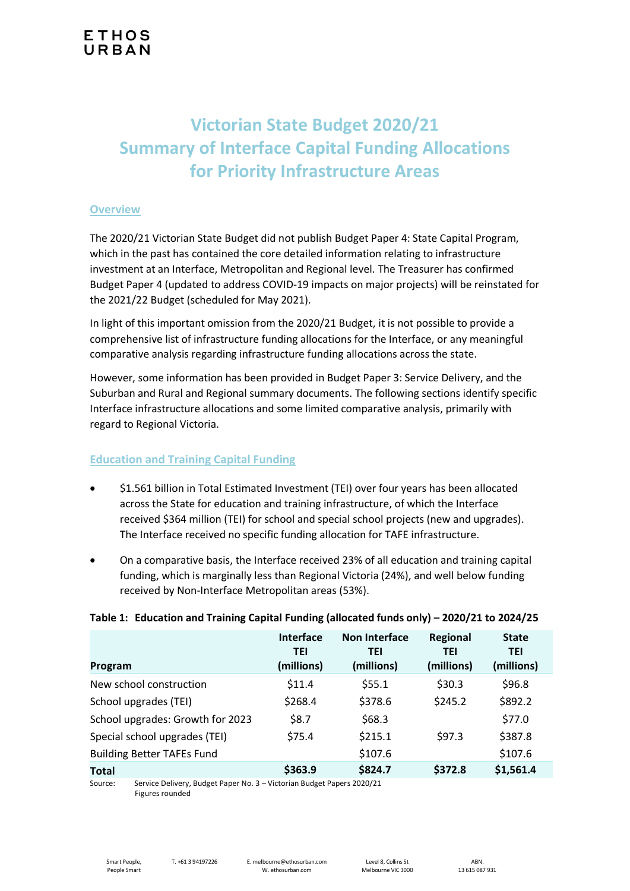ETHOS
URBAN

# Victorian State Budget 2020/21
# Summary of Interface Capital Funding Allocations for Priority Infrastructure Areas

## Overview

The 2020/21 Victorian State Budget did not publish Budget Paper 4: State Capital Program, which in the past has contained the core detailed information relating to infrastructure investment at an Interface, Metropolitan and Regional level. The Treasurer has confirmed Budget Paper 4 (updated to address COVID-19 impacts on major projects) will be reinstated for the 2021/22 Budget (scheduled for May 2021).

In light of this important omission from the 2020/21 Budget, it is not possible to provide a comprehensive list of infrastructure funding allocations for the Interface, or any meaningful comparative analysis regarding infrastructure funding allocations across the state.

However, some information has been provided in Budget Paper 3: Service Delivery, and the Suburban and Rural and Regional summary documents. The following sections identify specific Interface infrastructure allocations and some limited comparative analysis, primarily with regard to Regional Victoria.

## Education and Training Capital Funding

- $1.561 billion in Total Estimated Investment (TEI) over four years has been allocated across the State for education and training infrastructure, of which the Interface received $364 million (TEI) for school and special school projects (new and upgrades). The Interface received no specific funding allocation for TAFE infrastructure.
- On a comparative basis, the Interface received 23% of all education and training capital funding, which is marginally less than Regional Victoria (24%), and well below funding received by Non-Interface Metropolitan areas (53%).

**Table 1: Education and Training Capital Funding (allocated funds only) – 2020/21 to 2024/25**

| Program | Interface TEI (millions) | Non Interface TEI (millions) | Regional TEI (millions) | State TEI (millions) |
|---|---|---|---|---|
| New school construction | $11.4 | $55.1 | $30.3 | $96.8 |
| School upgrades (TEI) | $268.4 | $378.6 | $245.2 | $892.2 |
| School upgrades: Growth for 2023 | $8.7 | $68.3 | | $77.0 |
| Special school upgrades (TEI) | $75.4 | $215.1 | $97.3 | $387.8 |
| Building Better TAFEs Fund | | $107.6 | | $107.6 |
| **Total** | **$363.9** | **$824.7** | **$372.8** | **$1,561.4** |

Source: Service Delivery, Budget Paper No. 3 – Victorian Budget Papers 2020/21
Figures rounded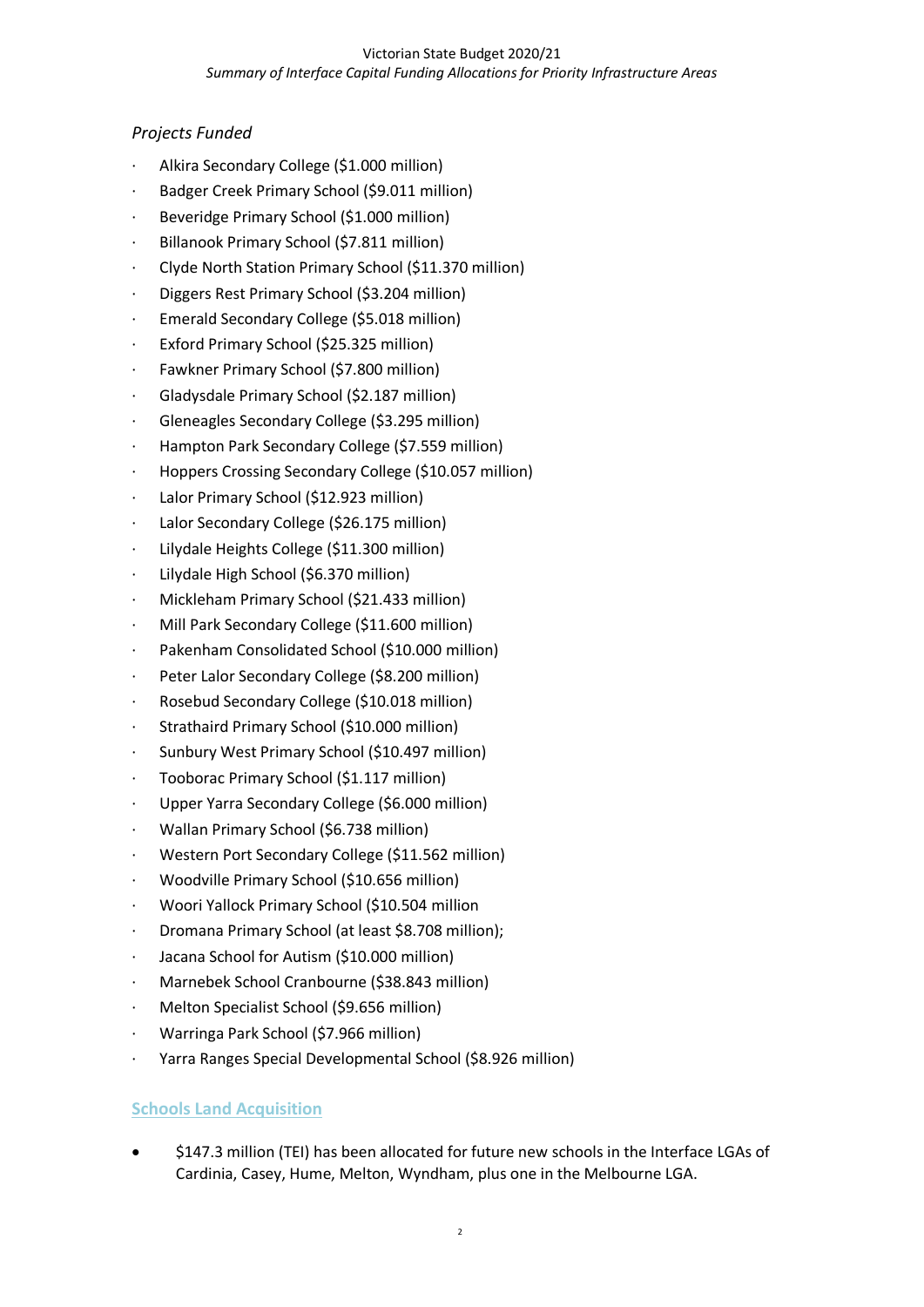*Projects Funded*

- Alkira Secondary College ($1.000 million)
- Badger Creek Primary School ($9.011 million)
- Beveridge Primary School ($1.000 million)
- Billanook Primary School ($7.811 million)
- Clyde North Station Primary School ($11.370 million)
- Diggers Rest Primary School ($3.204 million)
- Emerald Secondary College ($5.018 million)
- Exford Primary School ($25.325 million)
- Fawkner Primary School ($7.800 million)
- Gladysdale Primary School ($2.187 million)
- Gleneagles Secondary College ($3.295 million)
- Hampton Park Secondary College ($7.559 million)
- Hoppers Crossing Secondary College ($10.057 million)
- Lalor Primary School ($12.923 million)
- Lalor Secondary College ($26.175 million)
- Lilydale Heights College ($11.300 million)
- Lilydale High School ($6.370 million)
- Mickleham Primary School ($21.433 million)
- Mill Park Secondary College ($11.600 million)
- Pakenham Consolidated School ($10.000 million)
- Peter Lalor Secondary College ($8.200 million)
- Rosebud Secondary College ($10.018 million)
- Strathaird Primary School ($10.000 million)
- Sunbury West Primary School ($10.497 million)
- Tooborac Primary School ($1.117 million)
- Upper Yarra Secondary College ($6.000 million)
- Wallan Primary School ($6.738 million)
- Western Port Secondary College ($11.562 million)
- Woodville Primary School ($10.656 million)
- Woori Yallock Primary School ($10.504 million
- Dromana Primary School (at least $8.708 million);
- Jacana School for Autism ($10.000 million)
- Marnebek School Cranbourne ($38.843 million)
- Melton Specialist School ($9.656 million)
- Warringa Park School ($7.966 million)
- Yarra Ranges Special Developmental School ($8.926 million)

## Schools Land Acquisition

- $147.3 million (TEI) has been allocated for future new schools in the Interface LGAs of Cardinia, Casey, Hume, Melton, Wyndham, plus one in the Melbourne LGA.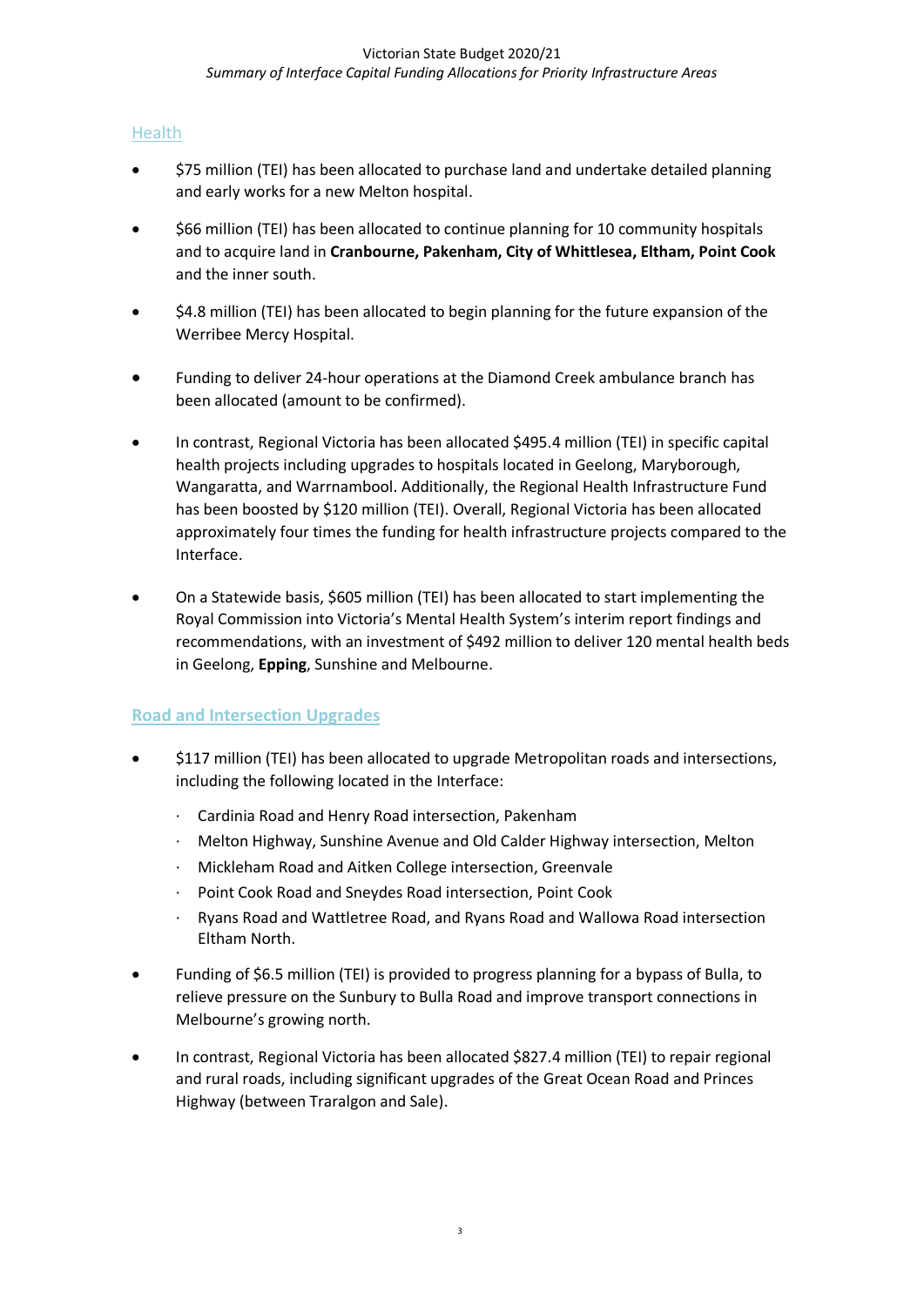## Health

- $75 million (TEI) has been allocated to purchase land and undertake detailed planning and early works for a new Melton hospital.
- $66 million (TEI) has been allocated to continue planning for 10 community hospitals and to acquire land in **Cranbourne, Pakenham, City of Whittlesea, Eltham, Point Cook** and the inner south.
- $4.8 million (TEI) has been allocated to begin planning for the future expansion of the Werribee Mercy Hospital.
- Funding to deliver 24-hour operations at the Diamond Creek ambulance branch has been allocated (amount to be confirmed).
- In contrast, Regional Victoria has been allocated $495.4 million (TEI) in specific capital health projects including upgrades to hospitals located in Geelong, Maryborough, Wangaratta, and Warrnambool. Additionally, the Regional Health Infrastructure Fund has been boosted by $120 million (TEI). Overall, Regional Victoria has been allocated approximately four times the funding for health infrastructure projects compared to the Interface.
- On a Statewide basis, $605 million (TEI) has been allocated to start implementing the Royal Commission into Victoria's Mental Health System's interim report findings and recommendations, with an investment of $492 million to deliver 120 mental health beds in Geelong, **Epping**, Sunshine and Melbourne.

## Road and Intersection Upgrades

- $117 million (TEI) has been allocated to upgrade Metropolitan roads and intersections, including the following located in the Interface:
  - Cardinia Road and Henry Road intersection, Pakenham
  - Melton Highway, Sunshine Avenue and Old Calder Highway intersection, Melton
  - Mickleham Road and Aitken College intersection, Greenvale
  - Point Cook Road and Sneydes Road intersection, Point Cook
  - Ryans Road and Wattletree Road, and Ryans Road and Wallowa Road intersection Eltham North.
- Funding of $6.5 million (TEI) is provided to progress planning for a bypass of Bulla, to relieve pressure on the Sunbury to Bulla Road and improve transport connections in Melbourne's growing north.
- In contrast, Regional Victoria has been allocated $827.4 million (TEI) to repair regional and rural roads, including significant upgrades of the Great Ocean Road and Princes Highway (between Traralgon and Sale).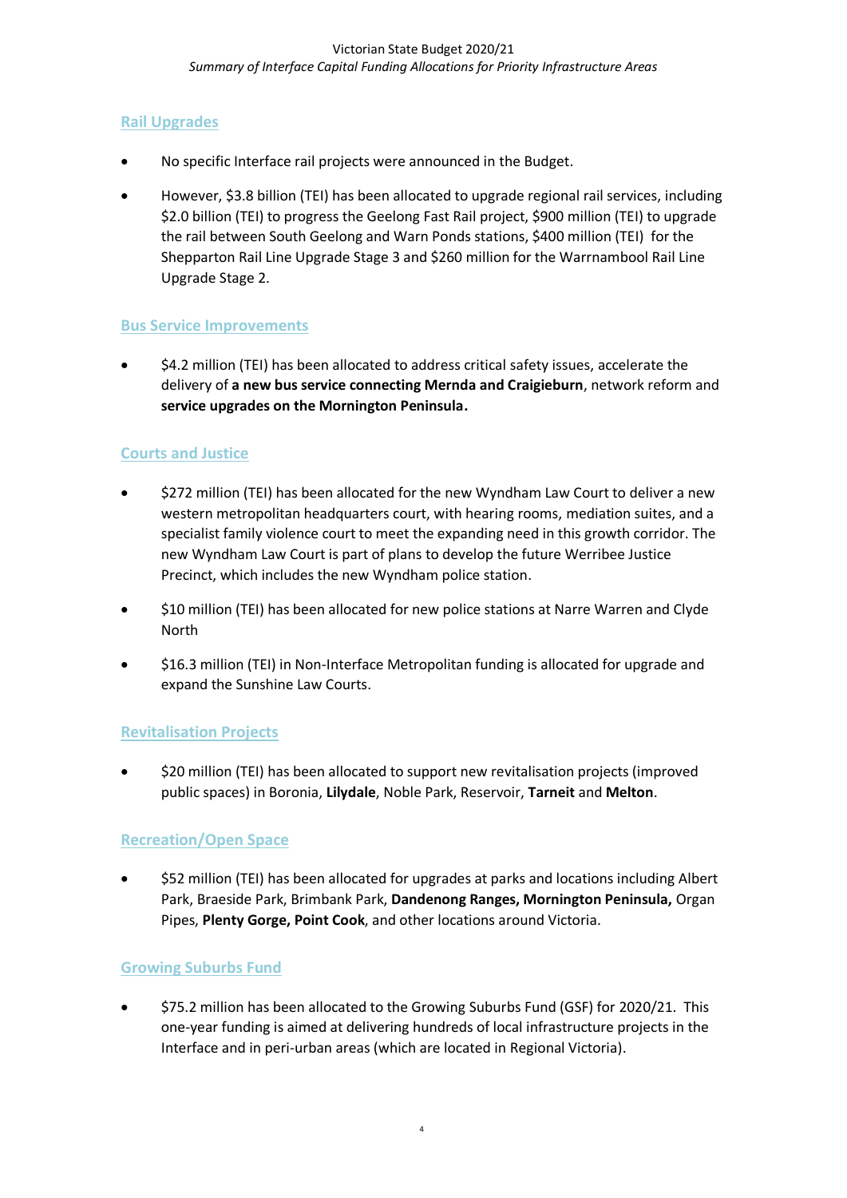## Rail Upgrades

- No specific Interface rail projects were announced in the Budget.
- However, $3.8 billion (TEI) has been allocated to upgrade regional rail services, including $2.0 billion (TEI) to progress the Geelong Fast Rail project, $900 million (TEI) to upgrade the rail between South Geelong and Warn Ponds stations, $400 million (TEI) for the Shepparton Rail Line Upgrade Stage 3 and $260 million for the Warrnambool Rail Line Upgrade Stage 2.

## Bus Service Improvements

- $4.2 million (TEI) has been allocated to address critical safety issues, accelerate the delivery of **a new bus service connecting Mernda and Craigieburn**, network reform and **service upgrades on the Mornington Peninsula.**

## Courts and Justice

- $272 million (TEI) has been allocated for the new Wyndham Law Court to deliver a new western metropolitan headquarters court, with hearing rooms, mediation suites, and a specialist family violence court to meet the expanding need in this growth corridor. The new Wyndham Law Court is part of plans to develop the future Werribee Justice Precinct, which includes the new Wyndham police station.
- $10 million (TEI) has been allocated for new police stations at Narre Warren and Clyde North
- $16.3 million (TEI) in Non-Interface Metropolitan funding is allocated for upgrade and expand the Sunshine Law Courts.

## Revitalisation Projects

- $20 million (TEI) has been allocated to support new revitalisation projects (improved public spaces) in Boronia, **Lilydale**, Noble Park, Reservoir, **Tarneit** and **Melton**.

## Recreation/Open Space

- $52 million (TEI) has been allocated for upgrades at parks and locations including Albert Park, Braeside Park, Brimbank Park, **Dandenong Ranges, Mornington Peninsula,** Organ Pipes, **Plenty Gorge, Point Cook**, and other locations around Victoria.

## Growing Suburbs Fund

- $75.2 million has been allocated to the Growing Suburbs Fund (GSF) for 2020/21. This one-year funding is aimed at delivering hundreds of local infrastructure projects in the Interface and in peri-urban areas (which are located in Regional Victoria).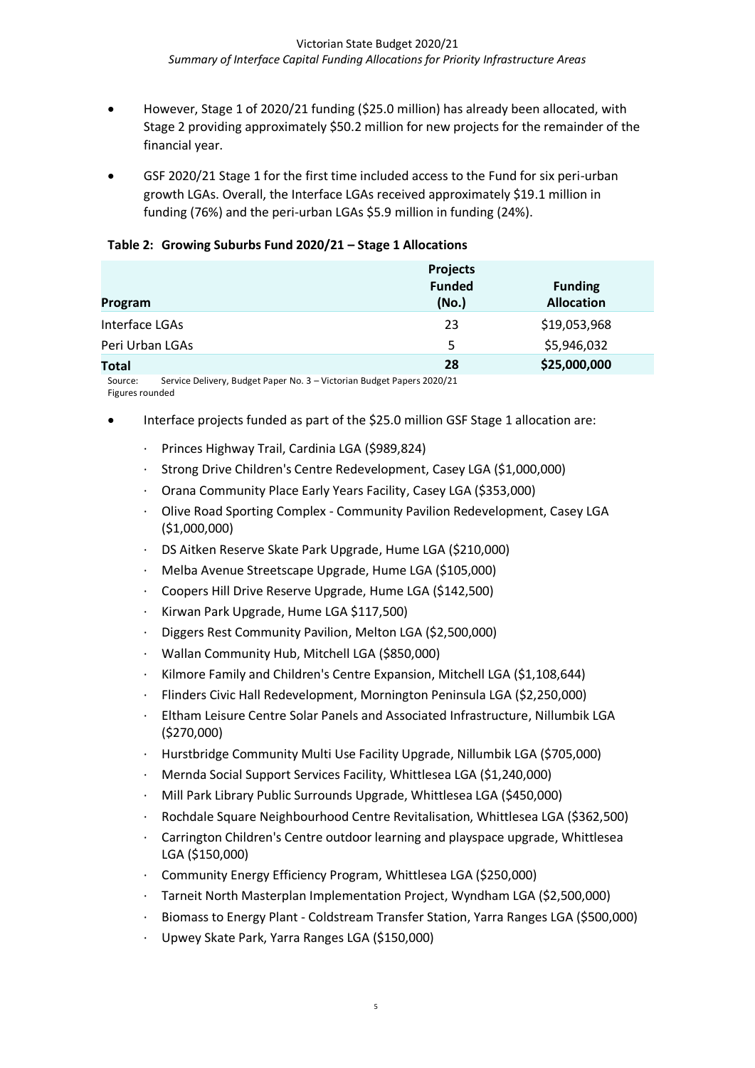- However, Stage 1 of 2020/21 funding ($25.0 million) has already been allocated, with Stage 2 providing approximately $50.2 million for new projects for the remainder of the financial year.
- GSF 2020/21 Stage 1 for the first time included access to the Fund for six peri-urban growth LGAs. Overall, the Interface LGAs received approximately $19.1 million in funding (76%) and the peri-urban LGAs $5.9 million in funding (24%).

**Table 2: Growing Suburbs Fund 2020/21 – Stage 1 Allocations**

| Program | Projects Funded (No.) | Funding Allocation |
|---|---|---|
| Interface LGAs | 23 | $19,053,968 |
| Peri Urban LGAs | 5 | $5,946,032 |
| **Total** | **28** | **$25,000,000** |

Source: Service Delivery, Budget Paper No. 3 – Victorian Budget Papers 2020/21
Figures rounded

- Interface projects funded as part of the $25.0 million GSF Stage 1 allocation are:
  - Princes Highway Trail, Cardinia LGA ($989,824)
  - Strong Drive Children's Centre Redevelopment, Casey LGA ($1,000,000)
  - Orana Community Place Early Years Facility, Casey LGA ($353,000)
  - Olive Road Sporting Complex - Community Pavilion Redevelopment, Casey LGA ($1,000,000)
  - DS Aitken Reserve Skate Park Upgrade, Hume LGA ($210,000)
  - Melba Avenue Streetscape Upgrade, Hume LGA ($105,000)
  - Coopers Hill Drive Reserve Upgrade, Hume LGA ($142,500)
  - Kirwan Park Upgrade, Hume LGA $117,500)
  - Diggers Rest Community Pavilion, Melton LGA ($2,500,000)
  - Wallan Community Hub, Mitchell LGA ($850,000)
  - Kilmore Family and Children's Centre Expansion, Mitchell LGA ($1,108,644)
  - Flinders Civic Hall Redevelopment, Mornington Peninsula LGA ($2,250,000)
  - Eltham Leisure Centre Solar Panels and Associated Infrastructure, Nillumbik LGA ($270,000)
  - Hurstbridge Community Multi Use Facility Upgrade, Nillumbik LGA ($705,000)
  - Mernda Social Support Services Facility, Whittlesea LGA ($1,240,000)
  - Mill Park Library Public Surrounds Upgrade, Whittlesea LGA ($450,000)
  - Rochdale Square Neighbourhood Centre Revitalisation, Whittlesea LGA ($362,500)
  - Carrington Children's Centre outdoor learning and playspace upgrade, Whittlesea LGA ($150,000)
  - Community Energy Efficiency Program, Whittlesea LGA ($250,000)
  - Tarneit North Masterplan Implementation Project, Wyndham LGA ($2,500,000)
  - Biomass to Energy Plant - Coldstream Transfer Station, Yarra Ranges LGA ($500,000)
  - Upwey Skate Park, Yarra Ranges LGA ($150,000)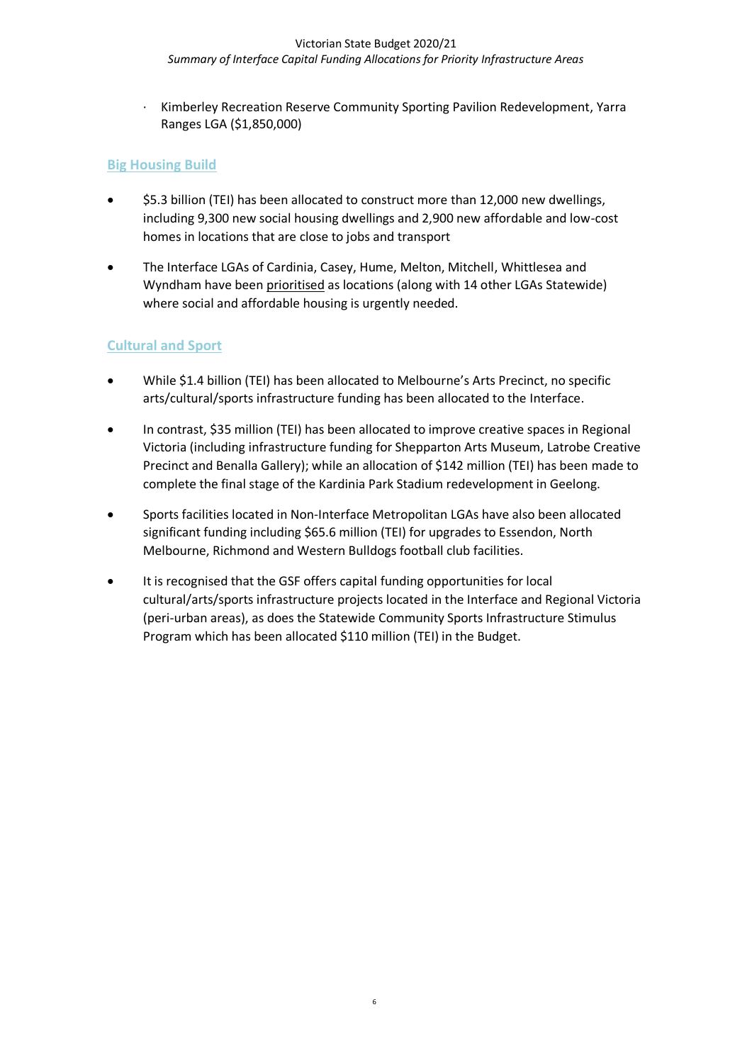- Kimberley Recreation Reserve Community Sporting Pavilion Redevelopment, Yarra Ranges LGA ($1,850,000)

## Big Housing Build

- $5.3 billion (TEI) has been allocated to construct more than 12,000 new dwellings, including 9,300 new social housing dwellings and 2,900 new affordable and low-cost homes in locations that are close to jobs and transport
- The Interface LGAs of Cardinia, Casey, Hume, Melton, Mitchell, Whittlesea and Wyndham have been prioritised as locations (along with 14 other LGAs Statewide) where social and affordable housing is urgently needed.

## Cultural and Sport

- While $1.4 billion (TEI) has been allocated to Melbourne's Arts Precinct, no specific arts/cultural/sports infrastructure funding has been allocated to the Interface.
- In contrast, $35 million (TEI) has been allocated to improve creative spaces in Regional Victoria (including infrastructure funding for Shepparton Arts Museum, Latrobe Creative Precinct and Benalla Gallery); while an allocation of $142 million (TEI) has been made to complete the final stage of the Kardinia Park Stadium redevelopment in Geelong.
- Sports facilities located in Non-Interface Metropolitan LGAs have also been allocated significant funding including $65.6 million (TEI) for upgrades to Essendon, North Melbourne, Richmond and Western Bulldogs football club facilities.
- It is recognised that the GSF offers capital funding opportunities for local cultural/arts/sports infrastructure projects located in the Interface and Regional Victoria (peri-urban areas), as does the Statewide Community Sports Infrastructure Stimulus Program which has been allocated $110 million (TEI) in the Budget.